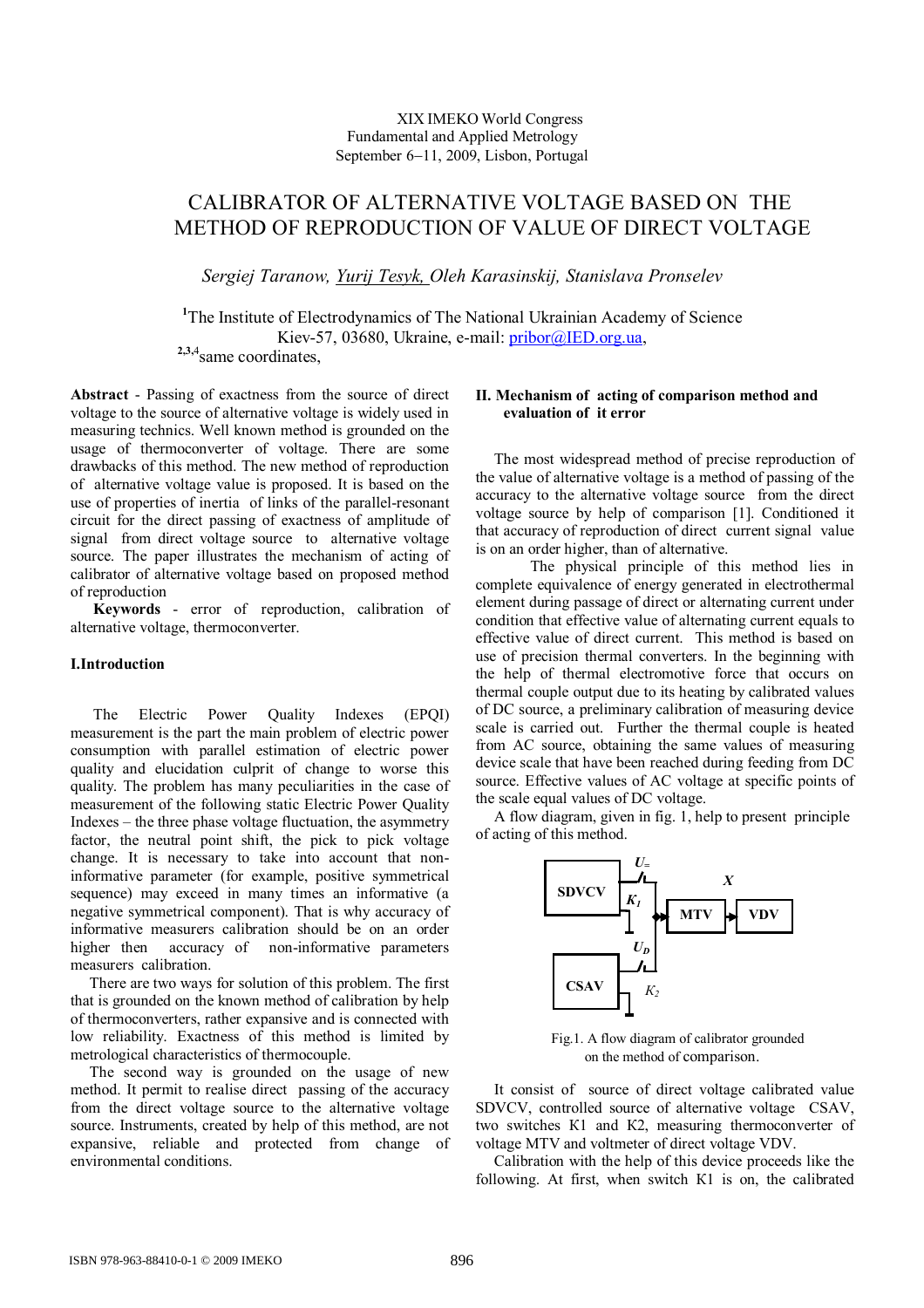XIX IMEKO World Congress
Fundamental and Applied Metrology
September 6−11, 2009, Lisbon, Portugal

# CALIBRATOR OF ALTERNATIVE VOLTAGE BASED ON THE METHOD OF REPRODUCTION OF VALUE OF DIRECT VOLTAGE

*Sergiej Taranow, Yurij Tesyk, Oleh Karasinskij, Stanislava Pronselev*

[1]The Institute of Electrodynamics of The National Ukrainian Academy of Science
Kiev-57, 03680, Ukraine, e-mail: pribor@IED.org.ua,
[2,3,4]same coordinates,

**Abstract** - Passing of exactness from the source of direct voltage to the source of alternative voltage is widely used in measuring technics. Well known method is grounded on the usage of thermoconverter of voltage. There are some drawbacks of this method. The new method of reproduction of alternative voltage value is proposed. It is based on the use of properties of inertia of links of the parallel-resonant circuit for the direct passing of exactness of amplitude of signal from direct voltage source to alternative voltage source. The paper illustrates the mechanism of acting of calibrator of alternative voltage based on proposed method of reproduction

**Keywords** - error of reproduction, calibration of alternative voltage, thermoconverter.

## I.Introduction

The Electric Power Quality Indexes (EPQI) measurement is the part the main problem of electric power consumption with parallel estimation of electric power quality and elucidation culprit of change to worse this quality. The problem has many peculiarities in the case of measurement of the following static Electric Power Quality Indexes – the three phase voltage fluctuation, the asymmetry factor, the neutral point shift, the pick to pick voltage change. It is necessary to take into account that non-informative parameter (for example, positive symmetrical sequence) may exceed in many times an informative (a negative symmetrical component). That is why accuracy of informative measurers calibration should be on an order higher then accuracy of non-informative parameters measurers calibration.

There are two ways for solution of this problem. The first that is grounded on the known method of calibration by help of thermoconverters, rather expansive and is connected with low reliability. Exactness of this method is limited by metrological characteristics of thermocouple.

The second way is grounded on the usage of new method. It permit to realise direct passing of the accuracy from the direct voltage source to the alternative voltage source. Instruments, created by help of this method, are not expansive, reliable and protected from change of environmental conditions.

## II. Mechanism of acting of comparison method and evaluation of it error

The most widespread method of precise reproduction of the value of alternative voltage is a method of passing of the accuracy to the alternative voltage source from the direct voltage source by help of comparison [1]. Conditioned it that accuracy of reproduction of direct current signal value is on an order higher, than of alternative.

The physical principle of this method lies in complete equivalence of energy generated in electrothermal element during passage of direct or alternating current under condition that effective value of alternating current equals to effective value of direct current. This method is based on use of precision thermal converters. In the beginning with the help of thermal electromotive force that occurs on thermal couple output due to its heating by calibrated values of DC source, a preliminary calibration of measuring device scale is carried out. Further the thermal couple is heated from AC source, obtaining the same values of measuring device scale that have been reached during feeding from DC source. Effective values of AC voltage at specific points of the scale equal values of DC voltage.

A flow diagram, given in fig. 1, help to present principle of acting of this method.

Fig.1. A flow diagram of calibrator grounded on the method of comparison.

It consist of source of direct voltage calibrated value SDVCV, controlled source of alternative voltage CSAV, two switches K1 and K2, measuring thermoconverter of voltage MTV and voltmeter of direct voltage VDV.

Calibration with the help of this device proceeds like the following. At first, when switch K1 is on, the calibrated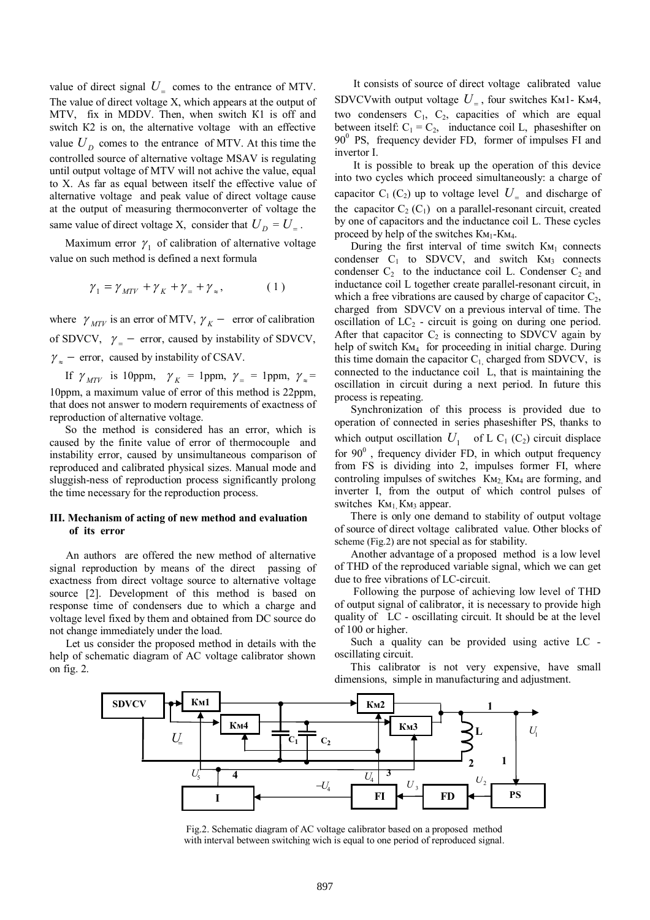value of direct signal $U_{=}$ comes to the entrance of MTV. The value of direct voltage X, which appears at the output of MTV, fix in MDDV. Then, when switch K1 is off and switch K2 is on, the alternative voltage with an effective value $U_D$ comes to the entrance of MTV. At this time the controlled source of alternative voltage MSAV is regulating until output voltage of MTV will not achive the value, equal to X. As far as equal between itself the effective value of alternative voltage and peak value of direct voltage cause at the output of measuring thermoconverter of voltage the same value of direct voltage X, consider that $U_D = U_{=}$.

Maximum error $\gamma_1$ of calibration of alternative voltage value on such method is defined a next formula

$$\gamma_1 = \gamma_{MTV} + \gamma_K + \gamma_{=} + \gamma_{\approx}, \qquad (1)$$

where $\gamma_{MTV}$ is an error of MTV, $\gamma_K -$ error of calibration of SDVCV, $\gamma_{=} -$ error, caused by instability of SDVCV, $\gamma_{\approx} -$ error, caused by instability of CSAV.

If $\gamma_{MTV}$ is 10ppm, $\gamma_K$ = 1ppm, $\gamma_{=}$ = 1ppm, $\gamma_{\approx}$ = 10ppm, a maximum value of error of this method is 22ppm, that does not answer to modern requirements of exactness of reproduction of alternative voltage.

So the method is considered has an error, which is caused by the finite value of error of thermocouple and instability error, caused by unsimultaneous comparison of reproduced and calibrated physical sizes. Manual mode and sluggish-ness of reproduction process significantly prolong the time necessary for the reproduction process.

## III. Mechanism of acting of new method and evaluation of its error

An authors are offered the new method of alternative signal reproduction by means of the direct passing of exactness from direct voltage source to alternative voltage source [2]. Development of this method is based on response time of condensers due to which a charge and voltage level fixed by them and obtained from DC source do not change immediately under the load.

Let us consider the proposed method in details with the help of schematic diagram of AC voltage calibrator shown on fig. 2.

It consists of source of direct voltage calibrated value SDVCVwith output voltage $U_{=}$, four switches Км1- Км4, two condensers $C_1$, $C_2$, capacities of which are equal between itself: $C_1 = C_2$, inductance coil L, phaseshifter on $90^0$ PS, frequency devider FD, former of impulses FI and invertor I.

It is possible to break up the operation of this device into two cycles which proceed simultaneously: a charge of capacitor $C_1$ ($C_2$) up to voltage level $U_{=}$ and discharge of the capacitor $C_2$ ($C_1$) on a parallel-resonant circuit, created by one of capacitors and the inductance coil L. These cycles proceed by help of the switches Км1-Км4.

During the first interval of time switch Км1 connects condenser $C_1$ to SDVCV, and switch Км3 connects condenser $C_2$ to the inductance coil L. Condenser $C_2$ and inductance coil L together create parallel-resonant circuit, in which a free vibrations are caused by charge of capacitor $C_2$, charged from SDVCV on a previous interval of time. The oscillation of $LC_2$ - circuit is going on during one period. After that capacitor $C_2$ is connecting to SDVCV again by help of switch Км4 for proceeding in initial charge. During this time domain the capacitor $C_1$, charged from SDVCV, is connected to the inductance coil L, that is maintaining the oscillation in circuit during a next period. In future this process is repeating.

Synchronization of this process is provided due to operation of connected in series phaseshifter PS, thanks to which output oscillation $U_1$ of L $C_1$ ($C_2$) circuit displace for $90^0$, frequency divider FD, in which output frequency from FS is dividing into 2, impulses former FI, where controling impulses of switches Км2, Км4 are forming, and inverter I, from the output of which control pulses of switches Км1, Км3 appear.

There is only one demand to stability of output voltage of source of direct voltage calibrated value. Other blocks of scheme (Fig.2) are not special as for stability.

Another advantage of a proposed method is a low level of THD of the reproduced variable signal, which we can get due to free vibrations of LC-circuit.

Following the purpose of achieving low level of THD of output signal of calibrator, it is necessary to provide high quality of LC - oscillating circuit. It should be at the level of 100 or higher.

Such a quality can be provided using active LC - oscillating circuit.

This calibrator is not very expensive, have small dimensions, simple in manufacturing and adjustment.

Fig.2. Schematic diagram of AC voltage calibrator based on a proposed method with interval between switching wich is equal to one period of reproduced signal.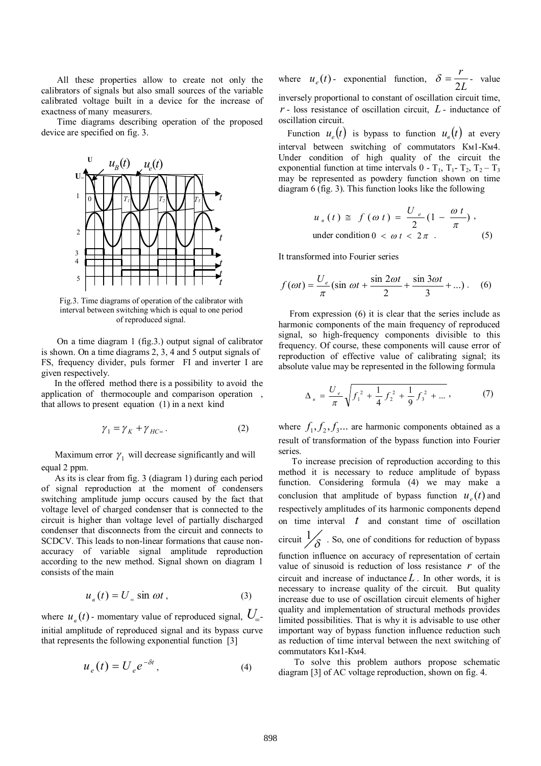All these properties allow to create not only the calibrators of signals but also small sources of the variable calibrated voltage built in a device for the increase of exactness of many measurers.

Time diagrams describing operation of the proposed device are specified on fig. 3.

Fig.3. Time diagrams of operation of the calibrator with interval between switching which is equal to one period of reproduced signal.

On a time diagram 1 (fig.3.) output signal of calibrator is shown. On a time diagrams 2, 3, 4 and 5 output signals of FS, frequency divider, puls former FI and inverter I are given respectively.

In the offered method there is a possibility to avoid the application of thermocouple and comparison operation , that allows to present equation (1) in a next kind

$$\gamma_1 = \gamma_K + \gamma_{HC=} . \tag{2}$$

Maximum error $\gamma_1$ will decrease significantly and will equal 2 ppm.

As its is clear from fig. 3 (diagram 1) during each period of signal reproduction at the moment of condensers switching amplitude jump occurs caused by the fact that voltage level of charged condenser that is connected to the circuit is higher than voltage level of partially discharged condenser that disconnects from the circuit and connects to SCDCV. This leads to non-linear formations that cause non-accuracy of variable signal amplitude reproduction according to the new method. Signal shown on diagram 1 consists of the main

$$u_в(t) = U_= \sin \omega t , \tag{3}$$

where $u_в(t)$ - momentary value of reproduced signal, $U_=$- initial amplitude of reproduced signal and its bypass curve that represents the following exponential function [3]

$$u_e(t) = U_e e^{-\delta t} , \tag{4}$$

where $u_e(t)$- exponential function, $\delta = \dfrac{r}{2L}$- value inversely proportional to constant of oscillation circuit time, $r$ - loss resistance of oscillation circuit, $L$ - inductance of oscillation circuit.

Function $u_e(t)$ is bypass to function $u_в(t)$ at every interval between switching of commutators Км1-Км4. Under condition of high quality of the circuit the exponential function at time intervals 0 - $T_1$, $T_1$- $T_2$, $T_2$ – $T_3$ may be represented as powdery function shown on time diagram 6 (fig. 3). This function looks like the following

$$u_в(t) \cong f(\omega t) = \frac{U_e}{2}(1 - \frac{\omega t}{\pi}) ,$$

$$\text{under condition } 0 < \omega t < 2\pi . \tag{5}$$

It transformed into Fourier series

$$f(\omega t) = \frac{U_e}{\pi}(\sin \omega t + \frac{\sin 2\omega t}{2} + \frac{\sin 3\omega t}{3} + ...) . \tag{6}$$

From expression (6) it is clear that the series include as harmonic components of the main frequency of reproduced signal, so high-frequency components divisible to this frequency. Of course, these components will cause error of reproduction of effective value of calibrating signal; its absolute value may be represented in the following formula

$$\Delta_в = \frac{U_e}{\pi}\sqrt{f_1^2 + \frac{1}{4}f_2^2 + \frac{1}{9}f_3^2 + ...} , \tag{7}$$

where $f_1, f_2, f_3...$ are harmonic components obtained as a result of transformation of the bypass function into Fourier series.

To increase precision of reproduction according to this method it is necessary to reduce amplitude of bypass function. Considering formula (4) we may make a conclusion that amplitude of bypass function $u_e(t)$ and respectively amplitudes of its harmonic components depend on time interval $t$ and constant time of oscillation circuit $1/\delta$ . So, one of conditions for reduction of bypass function influence on accuracy of representation of certain value of sinusoid is reduction of loss resistance $r$ of the circuit and increase of inductance $L$. In other words, it is necessary to increase quality of the circuit. But quality increase due to use of oscillation circuit elements of higher quality and implementation of structural methods provides limited possibilities. That is why it is advisable to use other important way of bypass function influence reduction such as reduction of time interval between the next switching of commutators Км1-Км4.

To solve this problem authors propose schematic diagram [3] of AC voltage reproduction, shown on fig. 4.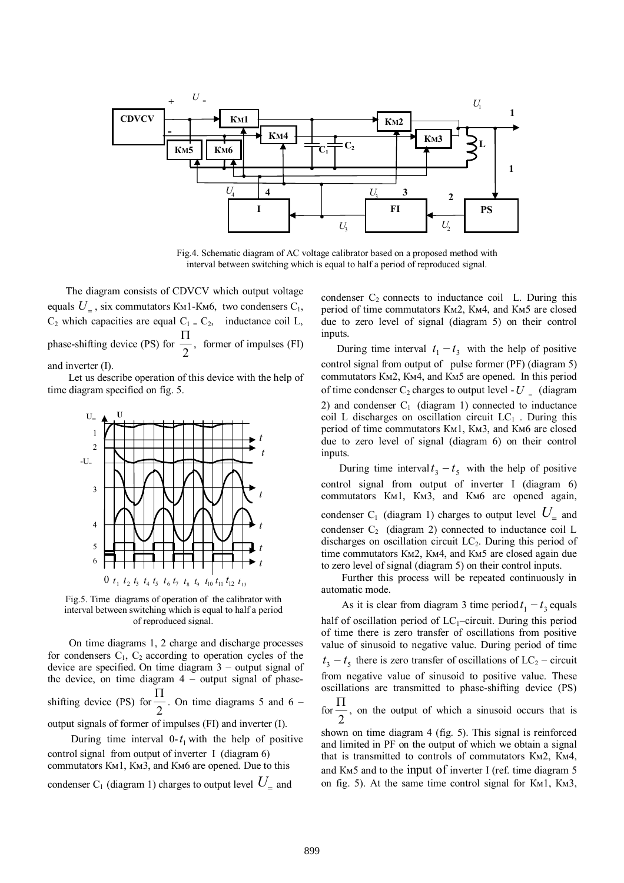Fig.4. Schematic diagram of AC voltage calibrator based on a proposed method with interval between switching which is equal to half a period of reproduced signal.

The diagram consists of CDVCV which output voltage equals $U_{=}$, six commutators Км1-Км6, two condensers $C_1$, $C_2$ which capacities are equal $C_1 = C_2$, inductance coil L, phase-shifting device (PS) for $\frac{\Pi}{2}$, former of impulses (FI) and inverter (I).

Let us describe operation of this device with the help of time diagram specified on fig. 5.

Fig.5. Time diagrams of operation of the calibrator with interval between switching which is equal to half a period of reproduced signal.

On time diagrams 1, 2 charge and discharge processes for condensers $C_1$, $C_2$ according to operation cycles of the device are specified. On time diagram 3 – output signal of the device, on time diagram 4 – output signal of phase-shifting device (PS) for $\frac{\Pi}{2}$. On time diagrams 5 and 6 – output signals of former of impulses (FI) and inverter (I).

During time interval 0-$t_1$ with the help of positive control signal from output of inverter I (diagram 6) commutators Км1, Км3, and Км6 are opened. Due to this condenser $C_1$ (diagram 1) charges to output level $U_{=}$ and condenser $C_2$ connects to inductance coil L. During this period of time commutators Км2, Км4, and Км5 are closed due to zero level of signal (diagram 5) on their control inputs.

During time interval $t_1 - t_3$ with the help of positive control signal from output of pulse former (PF) (diagram 5) commutators Км2, Км4, and Км5 are opened. In this period of time condenser $C_2$ charges to output level $-U_{=}$ (diagram 2) and condenser $C_1$ (diagram 1) connected to inductance coil L discharges on oscillation circuit $LC_1$. During this period of time commutators Км1, Км3, and Км6 are closed due to zero level of signal (diagram 6) on their control inputs.

During time interval $t_3 - t_5$ with the help of positive control signal from output of inverter I (diagram 6) commutators Км1, Км3, and Км6 are opened again, condenser $C_1$ (diagram 1) charges to output level $U_{=}$ and condenser $C_2$ (diagram 2) connected to inductance coil L discharges on oscillation circuit $LC_2$. During this period of time commutators Км2, Км4, and Км5 are closed again due to zero level of signal (diagram 5) on their control inputs.

Further this process will be repeated continuously in automatic mode.

As it is clear from diagram 3 time period $t_1 - t_3$ equals half of oscillation period of $LC_1$–circuit. During this period of time there is zero transfer of oscillations from positive value of sinusoid to negative value. During period of time $t_3 - t_5$ there is zero transfer of oscillations of $LC_2$ – circuit from negative value of sinusoid to positive value. These oscillations are transmitted to phase-shifting device (PS) for $\frac{\Pi}{2}$, on the output of which a sinusoid occurs that is shown on time diagram 4 (fig. 5). This signal is reinforced and limited in PF on the output of which we obtain a signal that is transmitted to controls of commutators Км2, Км4, and Км5 and to the input of inverter I (ref. time diagram 5 on fig. 5). At the same time control signal for Км1, Км3,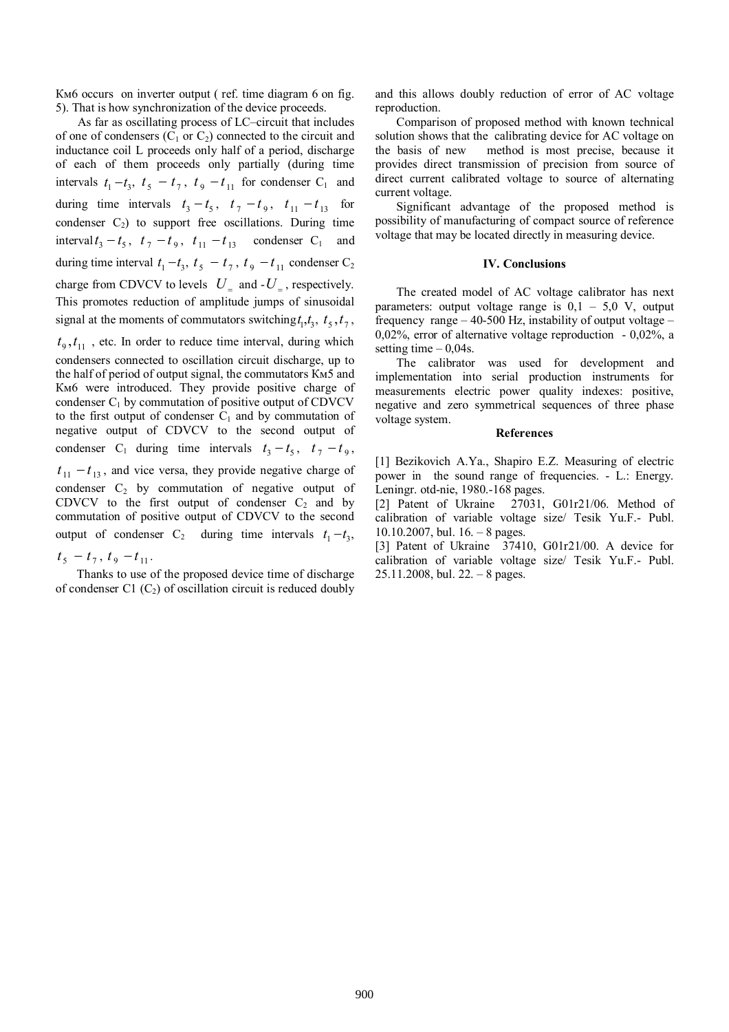Kм6 occurs on inverter output ( ref. time diagram 6 on fig. 5). That is how synchronization of the device proceeds.

As far as oscillating process of LC–circuit that includes of one of condensers ($C_1$ or $C_2$) connected to the circuit and inductance coil L proceeds only half of a period, discharge of each of them proceeds only partially (during time intervals $t_1 - t_3$, $t_5 - t_7$, $t_9 - t_{11}$ for condenser $C_1$ and during time intervals $t_3 - t_5$, $t_7 - t_9$, $t_{11} - t_{13}$ for condenser $C_2$) to support free oscillations. During time interval $t_3 - t_5$, $t_7 - t_9$, $t_{11} - t_{13}$ condenser $C_1$ and during time interval $t_1 - t_3$, $t_5 - t_7$, $t_9 - t_{11}$ condenser $C_2$ charge from CDVCV to levels $U_=$ and $-U_=$, respectively. This promotes reduction of amplitude jumps of sinusoidal signal at the moments of commutators switching $t_1, t_3$, $t_5, t_7$, $t_9, t_{11}$, etc. In order to reduce time interval, during which condensers connected to oscillation circuit discharge, up to the half of period of output signal, the commutators Kм5 and Kм6 were introduced. They provide positive charge of condenser $C_1$ by commutation of positive output of CDVCV to the first output of condenser $C_1$ and by commutation of negative output of CDVCV to the second output of condenser $C_1$ during time intervals $t_3 - t_5$, $t_7 - t_9$, $t_{11} - t_{13}$, and vice versa, they provide negative charge of condenser $C_2$ by commutation of negative output of CDVCV to the first output of condenser $C_2$ and by commutation of positive output of CDVCV to the second output of condenser $C_2$ during time intervals $t_1 - t_3$, $t_5 - t_7$, $t_9 - t_{11}$.

Thanks to use of the proposed device time of discharge of condenser C1 ($C_2$) of oscillation circuit is reduced doubly and this allows doubly reduction of error of AC voltage reproduction.

Comparison of proposed method with known technical solution shows that the calibrating device for AC voltage on the basis of new method is most precise, because it provides direct transmission of precision from source of direct current calibrated voltage to source of alternating current voltage.

Significant advantage of the proposed method is possibility of manufacturing of compact source of reference voltage that may be located directly in measuring device.

## IV. Conclusions

The created model of AC voltage calibrator has next parameters: output voltage range is 0,1 – 5,0 V, output frequency range – 40-500 Hz, instability of output voltage – 0,02%, error of alternative voltage reproduction - 0,02%, a setting time – 0,04s.

The calibrator was used for development and implementation into serial production instruments for measurements electric power quality indexes: positive, negative and zero symmetrical sequences of three phase voltage system.

## References

[1] Bezikovich A.Ya., Shapiro E.Z. Measuring of electric power in the sound range of frequencies. - L.: Energy. Leningr. otd-nie, 1980.-168 pages.

[2] Patent of Ukraine 27031, G01r21/06. Method of calibration of variable voltage size/ Tesik Yu.F.- Publ. 10.10.2007, bul. 16. – 8 pages.

[3] Patent of Ukraine 37410, G01r21/00. A device for calibration of variable voltage size/ Tesik Yu.F.- Publ. 25.11.2008, bul. 22. – 8 pages.